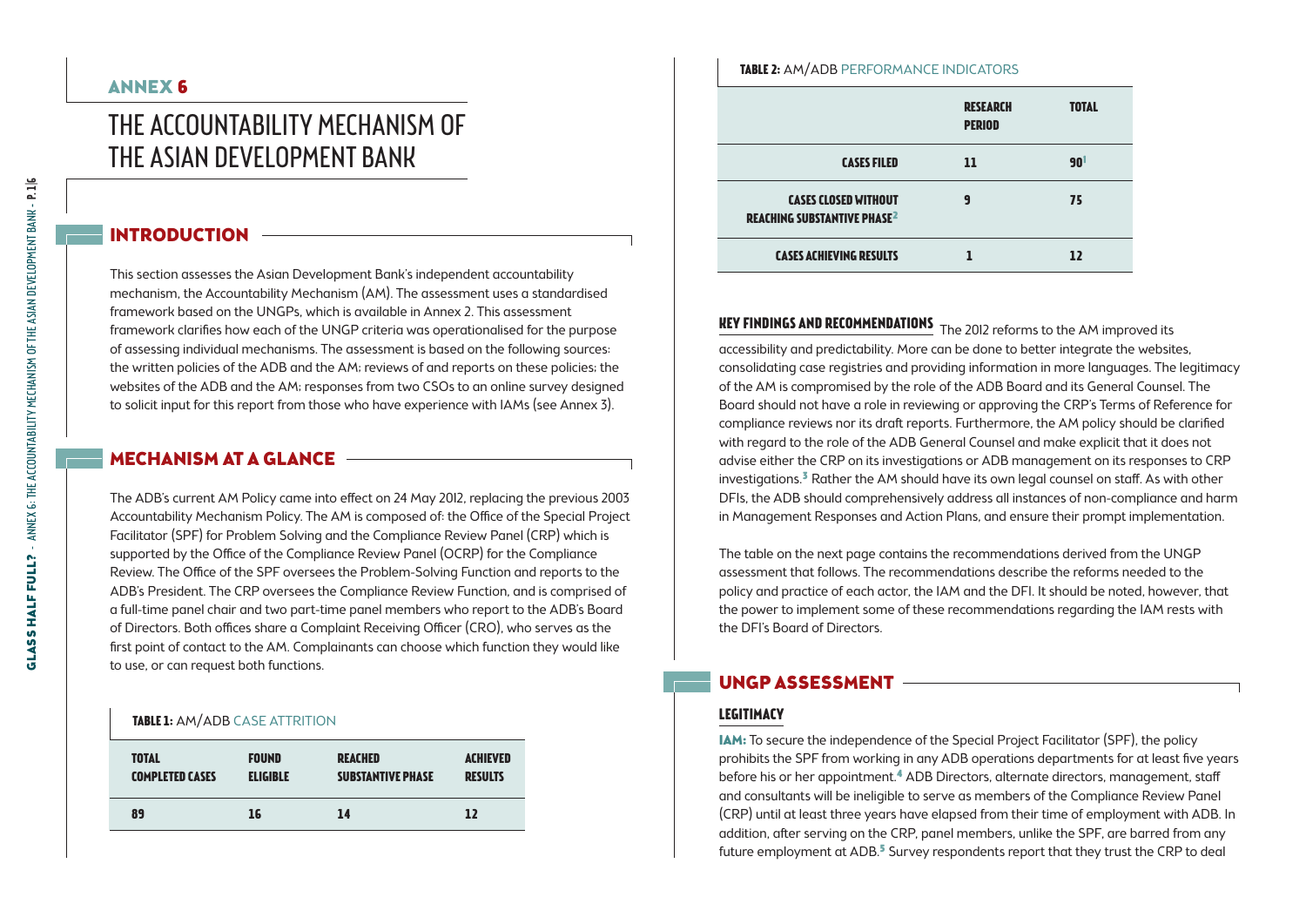# ANNEX 6

# THE ACCOUNTABILITY MECHANISM OF THE ASIAN DEVELOPMENT BANK

## INTRODUCTION

This section assesses the Asian Development Bank's independent accountability mechanism, the Accountability Mechanism (AM). The assessment uses a standardised framework based on the UNGPs, which is available in Annex 2. This assessment framework clarifies how each of the UNGP criteria was operationalised for the purpose of assessing individual mechanisms. The assessment is based on the following sources: the written policies of the ADB and the AM; reviews of and reports on these policies; the websites of the ADB and the AM; responses from two CSOs to an online survey designed to solicit input for this report from those who have experience with IAMs (see Annex 3).

## MECHANISM AT A GLANCE

The ADB's current AM Policy came into effect on 24 May 2012, replacing the previous 2003 Accountability Mechanism Policy. The AM is composed of: the Office of the Special Project Facilitator (SPF) for Problem Solving and the Compliance Review Panel (CRP) which is supported by the Office of the Compliance Review Panel (OCRP) for the Compliance Review. The Office of the SPF oversees the Problem-Solving Function and reports to the ADB's President. The CRP oversees the Compliance Review Function, and is comprised of a full-time panel chair and two part-time panel members who report to the ADB's Board of Directors. Both offices share a Complaint Receiving Officer (CRO), who serves as the first point of contact to the AM. Complainants can choose which function they would like to use, or can request both functions.

**TABLE 1:** AM/ADB CASE ATTRITION

| TOTAL COMPLETED CASES | FOUND ELIGIBLE | REACHED SUBSTANTIVE PHASE | ACHIEVED RESULTS |
|---|---|---|---|
| 89 | 16 | 14 | 12 |

**TABLE 2:** AM/ADB PERFORMANCE INDICATORS

| | RESEARCH PERIOD | TOTAL |
|---|---|---|
| CASES FILED | 11 | 90[1] |
| CASES CLOSED WITHOUT REACHING SUBSTANTIVE PHASE[2] | 9 | 75 |
| CASES ACHIEVING RESULTS | 1 | 12 |

**KEY FINDINGS AND RECOMMENDATIONS** The 2012 reforms to the AM improved its accessibility and predictability. More can be done to better integrate the websites, consolidating case registries and providing information in more languages. The legitimacy of the AM is compromised by the role of the ADB Board and its General Counsel. The Board should not have a role in reviewing or approving the CRP's Terms of Reference for compliance reviews nor its draft reports. Furthermore, the AM policy should be clarified with regard to the role of the ADB General Counsel and make explicit that it does not advise either the CRP on its investigations or ADB management on its responses to CRP investigations.[3] Rather the AM should have its own legal counsel on staff. As with other DFIs, the ADB should comprehensively address all instances of non-compliance and harm in Management Responses and Action Plans, and ensure their prompt implementation.

The table on the next page contains the recommendations derived from the UNGP assessment that follows. The recommendations describe the reforms needed to the policy and practice of each actor, the IAM and the DFI. It should be noted, however, that the power to implement some of these recommendations regarding the IAM rests with the DFI's Board of Directors.

## UNGP ASSESSMENT

### LEGITIMACY

**IAM:** To secure the independence of the Special Project Facilitator (SPF), the policy prohibits the SPF from working in any ADB operations departments for at least five years before his or her appointment.[4] ADB Directors, alternate directors, management, staff and consultants will be ineligible to serve as members of the Compliance Review Panel (CRP) until at least three years have elapsed from their time of employment with ADB. In addition, after serving on the CRP, panel members, unlike the SPF, are barred from any future employment at ADB.[5] Survey respondents report that they trust the CRP to deal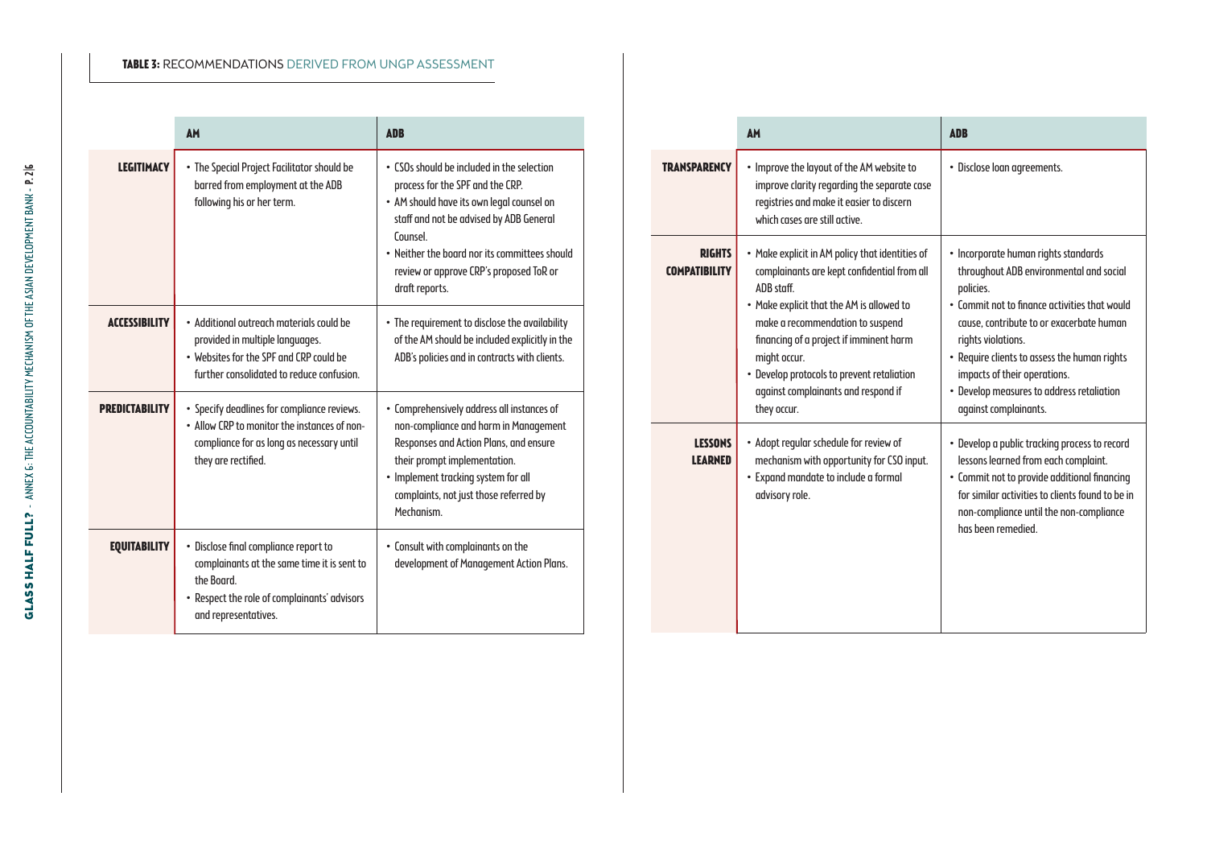**TABLE 3:** RECOMMENDATIONS DERIVED FROM UNGP ASSESSMENT

| | AM | ADB |
|---|---|---|
| **LEGITIMACY** | • The Special Project Facilitator should be barred from employment at the ADB following his or her term. | • CSOs should be included in the selection process for the SPF and the CRP.<br>• AM should have its own legal counsel on staff and not be advised by ADB General Counsel.<br>• Neither the board nor its committees should review or approve CRP's proposed ToR or draft reports. |
| **ACCESSIBILITY** | • Additional outreach materials could be provided in multiple languages.<br>• Websites for the SPF and CRP could be further consolidated to reduce confusion. | • The requirement to disclose the availability of the AM should be included explicitly in the ADB's policies and in contracts with clients. |
| **PREDICTABILITY** | • Specify deadlines for compliance reviews.<br>• Allow CRP to monitor the instances of non-compliance for as long as necessary until they are rectified. | • Comprehensively address all instances of non-compliance and harm in Management Responses and Action Plans, and ensure their prompt implementation.<br>• Implement tracking system for all complaints, not just those referred by Mechanism. |
| **EQUITABILITY** | • Disclose final compliance report to complainants at the same time it is sent to the Board.<br>• Respect the role of complainants' advisors and representatives. | • Consult with complainants on the development of Management Action Plans. |
| **TRANSPARENCY** | • Improve the layout of the AM website to improve clarity regarding the separate case registries and make it easier to discern which cases are still active. | • Disclose loan agreements. |
| **RIGHTS COMPATIBILITY** | • Make explicit in AM policy that identities of complainants are kept confidential from all ADB staff.<br>• Make explicit that the AM is allowed to make a recommendation to suspend financing of a project if imminent harm might occur.<br>• Develop protocols to prevent retaliation against complainants and respond if they occur. | • Incorporate human rights standards throughout ADB environmental and social policies.<br>• Commit not to finance activities that would cause, contribute to or exacerbate human rights violations.<br>• Require clients to assess the human rights impacts of their operations.<br>• Develop measures to address retaliation against complainants. |
| **LESSONS LEARNED** | • Adopt regular schedule for review of mechanism with opportunity for CSO input.<br>• Expand mandate to include a formal advisory role. | • Develop a public tracking process to record lessons learned from each complaint.<br>• Commit not to provide additional financing for similar activities to clients found to be in non-compliance until the non-compliance has been remedied. |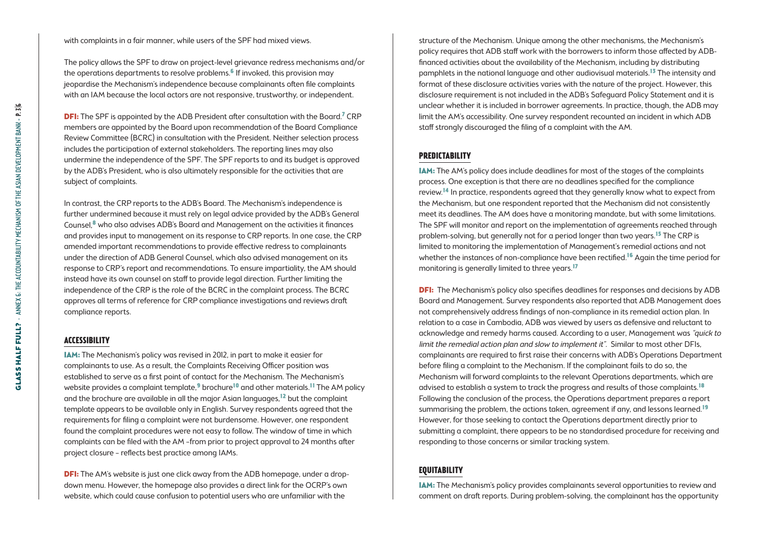with complaints in a fair manner, while users of the SPF had mixed views.

The policy allows the SPF to draw on project-level grievance redress mechanisms and/or the operations departments to resolve problems.[6] If invoked, this provision may jeopardise the Mechanism's independence because complainants often file complaints with an IAM because the local actors are not responsive, trustworthy, or independent.

**DFI:** The SPF is appointed by the ADB President after consultation with the Board.[7] CRP members are appointed by the Board upon recommendation of the Board Compliance Review Committee (BCRC) in consultation with the President. Neither selection process includes the participation of external stakeholders. The reporting lines may also undermine the independence of the SPF. The SPF reports to and its budget is approved by the ADB's President, who is also ultimately responsible for the activities that are subject of complaints.

In contrast, the CRP reports to the ADB's Board. The Mechanism's independence is further undermined because it must rely on legal advice provided by the ADB's General Counsel,[8] who also advises ADB's Board and Management on the activities it finances and provides input to management on its response to CRP reports. In one case, the CRP amended important recommendations to provide effective redress to complainants under the direction of ADB General Counsel, which also advised management on its response to CRP's report and recommendations. To ensure impartiality, the AM should instead have its own counsel on staff to provide legal direction. Further limiting the independence of the CRP is the role of the BCRC in the complaint process. The BCRC approves all terms of reference for CRP compliance investigations and reviews draft compliance reports.

## ACCESSIBILITY

**IAM:** The Mechanism's policy was revised in 2012, in part to make it easier for complainants to use. As a result, the Complaints Receiving Officer position was established to serve as a first point of contact for the Mechanism. The Mechanism's website provides a complaint template,[9] brochure[10] and other materials.[11] The AM policy and the brochure are available in all the major Asian languages,[12] but the complaint template appears to be available only in English. Survey respondents agreed that the requirements for filing a complaint were not burdensome. However, one respondent found the complaint procedures were not easy to follow. The window of time in which complaints can be filed with the AM –from prior to project approval to 24 months after project closure – reflects best practice among IAMs.

**DFI:** The AM's website is just one click away from the ADB homepage, under a drop-down menu. However, the homepage also provides a direct link for the OCRP's own website, which could cause confusion to potential users who are unfamiliar with the structure of the Mechanism. Unique among the other mechanisms, the Mechanism's policy requires that ADB staff work with the borrowers to inform those affected by ADB-financed activities about the availability of the Mechanism, including by distributing pamphlets in the national language and other audiovisual materials.[13] The intensity and format of these disclosure activities varies with the nature of the project. However, this disclosure requirement is not included in the ADB's Safeguard Policy Statement and it is unclear whether it is included in borrower agreements. In practice, though, the ADB may limit the AM's accessibility. One survey respondent recounted an incident in which ADB staff strongly discouraged the filing of a complaint with the AM.

## PREDICTABILITY

**IAM:** The AM's policy does include deadlines for most of the stages of the complaints process. One exception is that there are no deadlines specified for the compliance review.[14] In practice, respondents agreed that they generally know what to expect from the Mechanism, but one respondent reported that the Mechanism did not consistently meet its deadlines. The AM does have a monitoring mandate, but with some limitations. The SPF will monitor and report on the implementation of agreements reached through problem-solving, but generally not for a period longer than two years.[15] The CRP is limited to monitoring the implementation of Management's remedial actions and not whether the instances of non-compliance have been rectified.[16] Again the time period for monitoring is generally limited to three years.[17]

**DFI:** The Mechanism's policy also specifies deadlines for responses and decisions by ADB Board and Management. Survey respondents also reported that ADB Management does not comprehensively address findings of non-compliance in its remedial action plan. In relation to a case in Cambodia, ADB was viewed by users as defensive and reluctant to acknowledge and remedy harms caused. According to a user, Management was *"quick to limit the remedial action plan and slow to implement it"*. Similar to most other DFIs, complainants are required to first raise their concerns with ADB's Operations Department before filing a complaint to the Mechanism. If the complainant fails to do so, the Mechanism will forward complaints to the relevant Operations departments, which are advised to establish a system to track the progress and results of those complaints.[18] Following the conclusion of the process, the Operations department prepares a report summarising the problem, the actions taken, agreement if any, and lessons learned.[19] However, for those seeking to contact the Operations department directly prior to submitting a complaint, there appears to be no standardised procedure for receiving and responding to those concerns or similar tracking system.

## EQUITABILITY

**IAM:** The Mechanism's policy provides complainants several opportunities to review and comment on draft reports. During problem-solving, the complainant has the opportunity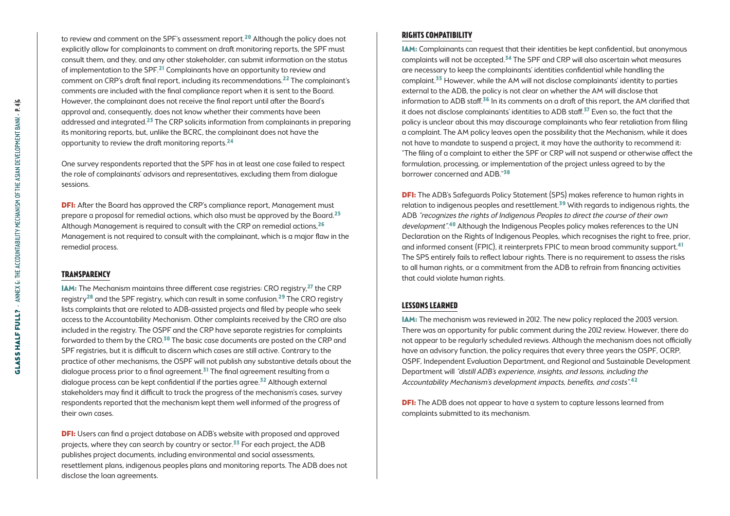to review and comment on the SPF's assessment report.[20] Although the policy does not explicitly allow for complainants to comment on draft monitoring reports, the SPF must consult them, and they, and any other stakeholder, can submit information on the status of implementation to the SPF.[21] Complainants have an opportunity to review and comment on CRP's draft final report, including its recommendations.[22] The complainant's comments are included with the final compliance report when it is sent to the Board. However, the complainant does not receive the final report until after the Board's approval and, consequently, does not know whether their comments have been addressed and integrated.[23] The CRP solicits information from complainants in preparing its monitoring reports, but, unlike the BCRC, the complainant does not have the opportunity to review the draft monitoring reports.[24]

One survey respondents reported that the SPF has in at least one case failed to respect the role of complainants' advisors and representatives, excluding them from dialogue sessions.

**DFI:** After the Board has approved the CRP's compliance report, Management must prepare a proposal for remedial actions, which also must be approved by the Board.[25] Although Management is required to consult with the CRP on remedial actions,[26] Management is not required to consult with the complainant, which is a major flaw in the remedial process.

## TRANSPARENCY

**IAM:** The Mechanism maintains three different case registries: CRO registry,[27] the CRP registry[28] and the SPF registry, which can result in some confusion.[29] The CRO registry lists complaints that are related to ADB-assisted projects and filed by people who seek access to the Accountability Mechanism. Other complaints received by the CRO are also included in the registry. The OSPF and the CRP have separate registries for complaints forwarded to them by the CRO.[30] The basic case documents are posted on the CRP and SPF registries, but it is difficult to discern which cases are still active. Contrary to the practice of other mechanisms, the OSPF will not publish any substantive details about the dialogue process prior to a final agreement.[31] The final agreement resulting from a dialogue process can be kept confidential if the parties agree.[32] Although external stakeholders may find it difficult to track the progress of the mechanism's cases, survey respondents reported that the mechanism kept them well informed of the progress of their own cases.

**DFI:** Users can find a project database on ADB's website with proposed and approved projects, where they can search by country or sector.[33] For each project, the ADB publishes project documents, including environmental and social assessments, resettlement plans, indigenous peoples plans and monitoring reports. The ADB does not disclose the loan agreements.

## RIGHTS COMPATIBILITY

**IAM:** Complainants can request that their identities be kept confidential, but anonymous complaints will not be accepted.[34] The SPF and CRP will also ascertain what measures are necessary to keep the complainants' identities confidential while handling the complaint.[35] However, while the AM will not disclose complainants' identity to parties external to the ADB, the policy is not clear on whether the AM will disclose that information to ADB staff.[36] In its comments on a draft of this report, the AM clarified that it does not disclose complainants' identities to ADB staff.[37] Even so, the fact that the policy is unclear about this may discourage complainants who fear retaliation from filing a complaint. The AM policy leaves open the possibility that the Mechanism, while it does not have to mandate to suspend a project, it may have the authority to recommend it: "The filing of a complaint to either the SPF or CRP will not suspend or otherwise affect the formulation, processing, or implementation of the project unless agreed to by the borrower concerned and ADB."[38]

**DFI:** The ADB's Safeguards Policy Statement (SPS) makes reference to human rights in relation to indigenous peoples and resettlement.[39] With regards to indigenous rights, the ADB *"recognizes the rights of Indigenous Peoples to direct the course of their own development"*.[40] Although the Indigenous Peoples policy makes references to the UN Declaration on the Rights of Indigenous Peoples, which recognises the right to free, prior, and informed consent (FPIC), it reinterprets FPIC to mean broad community support.[41] The SPS entirely fails to reflect labour rights. There is no requirement to assess the risks to all human rights, or a commitment from the ADB to refrain from financing activities that could violate human rights.

## LESSONS LEARNED

**IAM:** The mechanism was reviewed in 2012. The new policy replaced the 2003 version. There was an opportunity for public comment during the 2012 review. However, there do not appear to be regularly scheduled reviews. Although the mechanism does not officially have an advisory function, the policy requires that every three years the OSPF, OCRP, OSPF, Independent Evaluation Department, and Regional and Sustainable Development Department will *"distill ADB's experience, insights, and lessons, including the Accountability Mechanism's development impacts, benefits, and costs"*.[42]

**DFI:** The ADB does not appear to have a system to capture lessons learned from complaints submitted to its mechanism.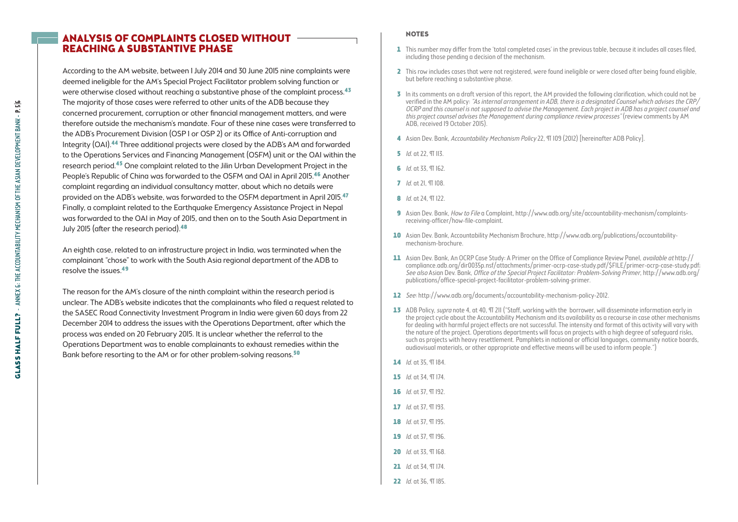## ANALYSIS OF COMPLAINTS CLOSED WITHOUT REACHING A SUBSTANTIVE PHASE

According to the AM website, between 1 July 2014 and 30 June 2015 nine complaints were deemed ineligible for the AM's Special Project Facilitator problem solving function or were otherwise closed without reaching a substantive phase of the complaint process.[43] The majority of those cases were referred to other units of the ADB because they concerned procurement, corruption or other financial management matters, and were therefore outside the mechanism's mandate. Four of these nine cases were transferred to the ADB's Procurement Division (OSP 1 or OSP 2) or its Office of Anti-corruption and Integrity (OAI).[44] Three additional projects were closed by the ADB's AM and forwarded to the Operations Services and Financing Management (OSFM) unit or the OAI within the research period.[45] One complaint related to the Jilin Urban Development Project in the People's Republic of China was forwarded to the OSFM and OAI in April 2015.[46] Another complaint regarding an individual consultancy matter, about which no details were provided on the ADB's website, was forwarded to the OSFM department in April 2015.[47] Finally, a complaint related to the Earthquake Emergency Assistance Project in Nepal was forwarded to the OAI in May of 2015, and then on to the South Asia Department in July 2015 (after the research period).[48]

An eighth case, related to an infrastructure project in India, was terminated when the complainant "chose" to work with the South Asia regional department of the ADB to resolve the issues.[49]

The reason for the AM's closure of the ninth complaint within the research period is unclear. The ADB's website indicates that the complainants who filed a request related to the SASEC Road Connectivity Investment Program in India were given 60 days from 22 December 2014 to address the issues with the Operations Department, after which the process was ended on 20 February 2015. It is unclear whether the referral to the Operations Department was to enable complainants to exhaust remedies within the Bank before resorting to the AM or for other problem-solving reasons.[50]

### NOTES

1. This number may differ from the 'total completed cases' in the previous table, because it includes all cases filed, including those pending a decision of the mechanism.
2. This row includes cases that were not registered, were found ineligible or were closed after being found eligible, but before reaching a substantive phase.
3. In its comments on a draft version of this report, the AM provided the following clarification, which could not be verified in the AM policy: *"As internal arrangement in ADB, there is a designated Counsel which advises the CRP/OCRP and this counsel is not supposed to advise the Management. Each project in ADB has a project counsel and this project counsel advises the Management during compliance review processes"* (review comments by AM ADB, received 19 October 2015).
4. Asian Dev. Bank, *Accountability Mechanism Policy* 22, ¶ 109 (2012) [hereinafter ADB Policy].
5. *Id.* at 22, ¶ 113.
6. *Id.* at 33, ¶ 162.
7. *Id.* at 21, ¶ 108.
8. *Id.* at 24, ¶ 122.
9. Asian Dev. Bank, *How to File* a Complaint, http://www.adb.org/site/accountability-mechanism/complaints-receiving-officer/how-file-complaint.
10. Asian Dev. Bank, Accountability Mechanism Brochure, http://www.adb.org/publications/accountability-mechanism-brochure.
11. Asian Dev. Bank, An OCRP Case Study: A Primer on the Office of Compliance Review Panel, *available at* http://compliance.adb.org/dir0035p.nsf/attachments/primer-ocrp-case-study.pdf/$FILE/primer-ocrp-case-study.pdf; *See also* Asian Dev. Bank, *Office of the Special Project Facilitator: Problem-Solving Primer*, http://www.adb.org/publications/office-special-project-facilitator-problem-solving-primer.
12. *See*: http://www.adb.org/documents/accountability-mechanism-policy-2012.
13. ADB Policy, *supra* note 4, at 40, ¶ 211 ("Staff, working with the borrower, will disseminate information early in the project cycle about the Accountability Mechanism and its availability as a recourse in case other mechanisms for dealing with harmful project effects are not successful. The intensity and format of this activity will vary with the nature of the project. Operations departments will focus on projects with a high degree of safeguard risks, such as projects with heavy resettlement. Pamphlets in national or official languages, community notice boards, audiovisual materials, or other appropriate and effective means will be used to inform people.")
14. *Id.* at 35, ¶ 184.
15. *Id.* at 34, ¶ 174.
16. *Id.* at 37, ¶ 192.
17. *Id.* at 37, ¶ 193.
18. *Id.* at 37, ¶ 195.
19. *Id.* at 37, ¶ 196.
20. *Id.* at 33, ¶ 168.
21. *Id.* at 34, ¶ 174.
22. *Id.* at 36, ¶ 185.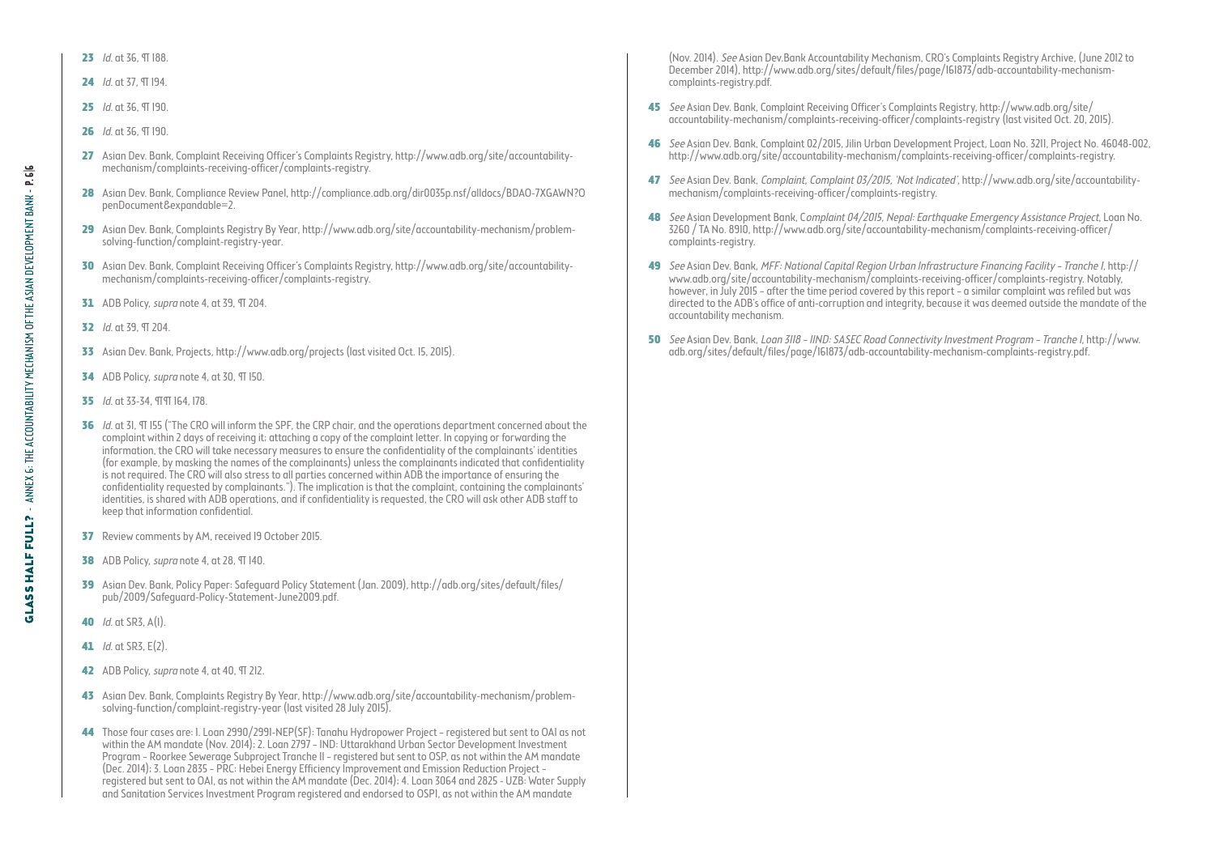23 *Id.* at 36, ¶ 188.

24 *Id.* at 37, ¶ 194.

25 *Id.* at 36, ¶ 190.

26 *Id.* at 36, ¶ 190.

27 Asian Dev. Bank, Complaint Receiving Officer's Complaints Registry, http://www.adb.org/site/accountability-mechanism/complaints-receiving-officer/complaints-registry.

28 Asian Dev. Bank, Compliance Review Panel, http://compliance.adb.org/dir0035p.nsf/alldocs/BDAO-7XGAWN?OpenDocument&expandable=2.

29 Asian Dev. Bank, Complaints Registry By Year, http://www.adb.org/site/accountability-mechanism/problem-solving-function/complaint-registry-year.

30 Asian Dev. Bank, Complaint Receiving Officer's Complaints Registry, http://www.adb.org/site/accountability-mechanism/complaints-receiving-officer/complaints-registry.

31 ADB Policy, *supra* note 4, at 39, ¶ 204.

32 *Id.* at 39, ¶ 204.

33 Asian Dev. Bank, Projects, http://www.adb.org/projects (last visited Oct. 15, 2015).

34 ADB Policy, *supra* note 4, at 30, ¶ 150.

35 *Id.* at 33-34, ¶¶ 164, 178.

36 *Id.* at 31, ¶ 155 ("The CRO will inform the SPF, the CRP chair, and the operations department concerned about the complaint within 2 days of receiving it; attaching a copy of the complaint letter. In copying or forwarding the information, the CRO will take necessary measures to ensure the confidentiality of the complainants' identities (for example, by masking the names of the complainants) unless the complainants indicated that confidentiality is not required. The CRO will also stress to all parties concerned within ADB the importance of ensuring the confidentiality requested by complainants."). The implication is that the complaint, containing the complainants' identities, is shared with ADB operations, and if confidentiality is requested, the CRO will ask other ADB staff to keep that information confidential.

37 Review comments by AM, received 19 October 2015.

38 ADB Policy, *supra* note 4, at 28, ¶ 140.

39 Asian Dev. Bank, Policy Paper: Safeguard Policy Statement (Jan. 2009), http://adb.org/sites/default/files/pub/2009/Safeguard-Policy-Statement-June2009.pdf.

40 *Id.* at SR3, A(1).

41 *Id.* at SR3, E(2).

42 ADB Policy, *supra* note 4, at 40, ¶ 212.

43 Asian Dev. Bank, Complaints Registry By Year, http://www.adb.org/site/accountability-mechanism/problem-solving-function/complaint-registry-year (last visited 28 July 2015).

44 Those four cases are: 1. Loan 2990/2991-NEP(SF): Tanahu Hydropower Project – registered but sent to OAI as not within the AM mandate (Nov. 2014); 2. Loan 2797 – IND: Uttarakhand Urban Sector Development Investment Program – Roorkee Sewerage Subproject Tranche II – registered but sent to OSP, as not within the AM mandate (Dec. 2014); 3. Loan 2835 – PRC: Hebei Energy Efficiency Improvement and Emission Reduction Project – registered but sent to OAI, as not within the AM mandate (Dec. 2014); 4. Loan 3064 and 2825 - UZB: Water Supply and Sanitation Services Investment Program registered and endorsed to OSPI, as not within the AM mandate (Nov. 2014). *See* Asian Dev.Bank Accountability Mechanism, CRO's Complaints Registry Archive, (June 2012 to December 2014), http://www.adb.org/sites/default/files/page/161873/adb-accountability-mechanism-complaints-registry.pdf.

45 *See* Asian Dev. Bank, Complaint Receiving Officer's Complaints Registry, http://www.adb.org/site/accountability-mechanism/complaints-receiving-officer/complaints-registry (last visited Oct. 20, 2015).

46 *See* Asian Dev. Bank, Complaint 02/2015, Jilin Urban Development Project, Loan No. 3211, Project No. 46048-002, http://www.adb.org/site/accountability-mechanism/complaints-receiving-officer/complaints-registry.

47 *See* Asian Dev. Bank, *Complaint, Complaint 03/2015, 'Not Indicated'*, http://www.adb.org/site/accountability-mechanism/complaints-receiving-officer/complaints-registry.

48 *See* Asian Development Bank, C*omplaint 04/2015, Nepal: Earthquake Emergency Assistance Project*, Loan No. 3260 / TA No. 8910, http://www.adb.org/site/accountability-mechanism/complaints-receiving-officer/complaints-registry.

49 *See* Asian Dev. Bank, *MFF: National Capital Region Urban Infrastructure Financing Facility – Tranche 1*, http://www.adb.org/site/accountability-mechanism/complaints-receiving-officer/complaints-registry. Notably, however, in July 2015 – after the time period covered by this report – a similar complaint was refiled but was directed to the ADB's office of anti-corruption and integrity, because it was deemed outside the mandate of the accountability mechanism.

50 *See* Asian Dev. Bank, *Loan 3118 – IIND: SASEC Road Connectivity Investment Program – Tranche 1*, http://www.adb.org/sites/default/files/page/161873/adb-accountability-mechanism-complaints-registry.pdf.